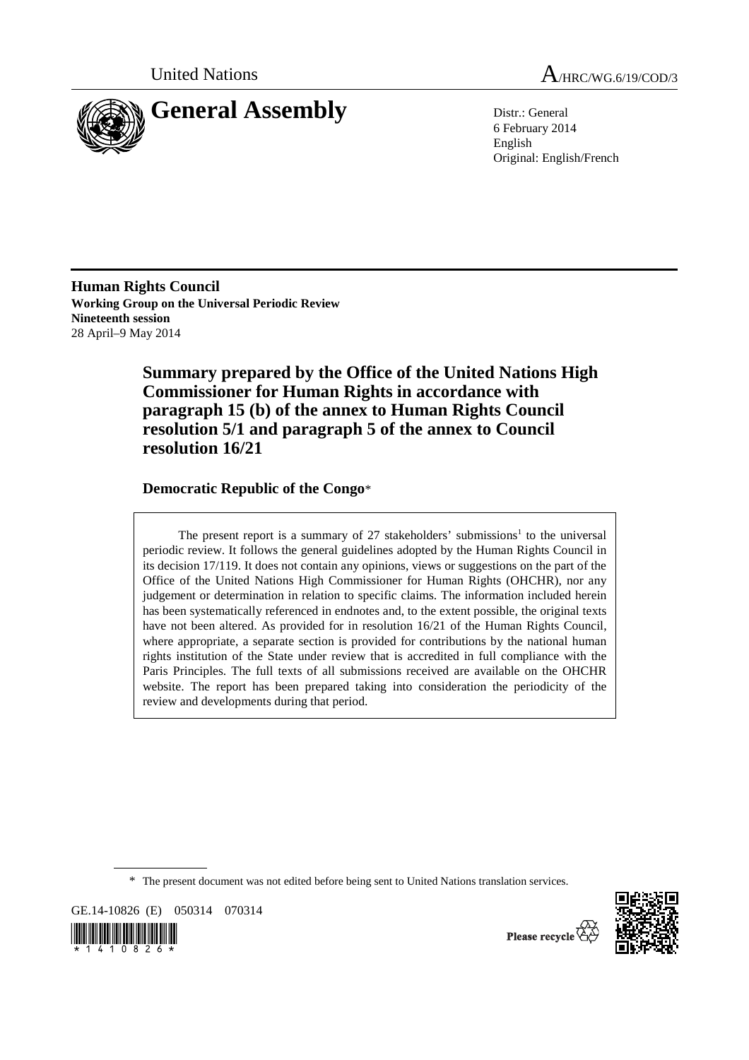United Nations

# A/HRC/WG.6/19/COD/3

# General Assembly

Distr.: General
6 February 2014
English
Original: English/French

**Human Rights Council**
**Working Group on the Universal Periodic Review**
**Nineteenth session**
28 April–9 May 2014

## Summary prepared by the Office of the United Nations High Commissioner for Human Rights in accordance with paragraph 15 (b) of the annex to Human Rights Council resolution 5/1 and paragraph 5 of the annex to Council resolution 16/21

### Democratic Republic of the Congo*

The present report is a summary of 27 stakeholders' submissions[1] to the universal periodic review. It follows the general guidelines adopted by the Human Rights Council in its decision 17/119. It does not contain any opinions, views or suggestions on the part of the Office of the United Nations High Commissioner for Human Rights (OHCHR), nor any judgement or determination in relation to specific claims. The information included herein has been systematically referenced in endnotes and, to the extent possible, the original texts have not been altered. As provided for in resolution 16/21 of the Human Rights Council, where appropriate, a separate section is provided for contributions by the national human rights institution of the State under review that is accredited in full compliance with the Paris Principles. The full texts of all submissions received are available on the OHCHR website. The report has been prepared taking into consideration the periodicity of the review and developments during that period.

\* The present document was not edited before being sent to United Nations translation services.

GE.14-10826 (E) 050314 070314

Please recycle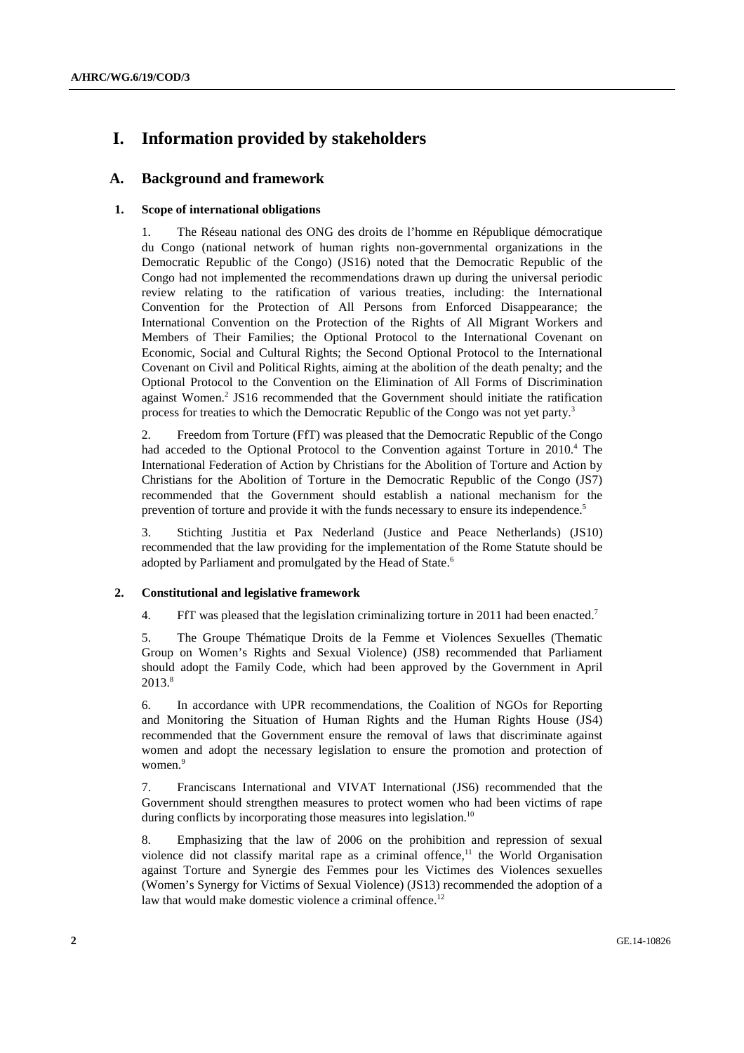# I. Information provided by stakeholders

## A. Background and framework

### 1. Scope of international obligations

1. The Réseau national des ONG des droits de l'homme en République démocratique du Congo (national network of human rights non-governmental organizations in the Democratic Republic of the Congo) (JS16) noted that the Democratic Republic of the Congo had not implemented the recommendations drawn up during the universal periodic review relating to the ratification of various treaties, including: the International Convention for the Protection of All Persons from Enforced Disappearance; the International Convention on the Protection of the Rights of All Migrant Workers and Members of Their Families; the Optional Protocol to the International Covenant on Economic, Social and Cultural Rights; the Second Optional Protocol to the International Covenant on Civil and Political Rights, aiming at the abolition of the death penalty; and the Optional Protocol to the Convention on the Elimination of All Forms of Discrimination against Women.[2] JS16 recommended that the Government should initiate the ratification process for treaties to which the Democratic Republic of the Congo was not yet party.[3]

2. Freedom from Torture (FfT) was pleased that the Democratic Republic of the Congo had acceded to the Optional Protocol to the Convention against Torture in 2010.[4] The International Federation of Action by Christians for the Abolition of Torture and Action by Christians for the Abolition of Torture in the Democratic Republic of the Congo (JS7) recommended that the Government should establish a national mechanism for the prevention of torture and provide it with the funds necessary to ensure its independence.[5]

3. Stichting Justitia et Pax Nederland (Justice and Peace Netherlands) (JS10) recommended that the law providing for the implementation of the Rome Statute should be adopted by Parliament and promulgated by the Head of State.[6]

### 2. Constitutional and legislative framework

4. FfT was pleased that the legislation criminalizing torture in 2011 had been enacted.[7]

5. The Groupe Thématique Droits de la Femme et Violences Sexuelles (Thematic Group on Women's Rights and Sexual Violence) (JS8) recommended that Parliament should adopt the Family Code, which had been approved by the Government in April 2013.[8]

6. In accordance with UPR recommendations, the Coalition of NGOs for Reporting and Monitoring the Situation of Human Rights and the Human Rights House (JS4) recommended that the Government ensure the removal of laws that discriminate against women and adopt the necessary legislation to ensure the promotion and protection of women.[9]

7. Franciscans International and VIVAT International (JS6) recommended that the Government should strengthen measures to protect women who had been victims of rape during conflicts by incorporating those measures into legislation.[10]

8. Emphasizing that the law of 2006 on the prohibition and repression of sexual violence did not classify marital rape as a criminal offence,[11] the World Organisation against Torture and Synergie des Femmes pour les Victimes des Violences sexuelles (Women's Synergy for Victims of Sexual Violence) (JS13) recommended the adoption of a law that would make domestic violence a criminal offence.[12]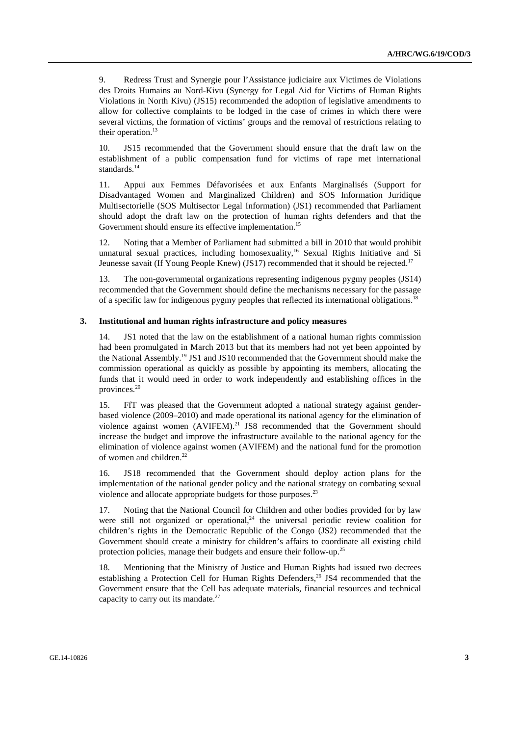9. Redress Trust and Synergie pour l'Assistance judiciaire aux Victimes de Violations des Droits Humains au Nord-Kivu (Synergy for Legal Aid for Victims of Human Rights Violations in North Kivu) (JS15) recommended the adoption of legislative amendments to allow for collective complaints to be lodged in the case of crimes in which there were several victims, the formation of victims' groups and the removal of restrictions relating to their operation.[13]

10. JS15 recommended that the Government should ensure that the draft law on the establishment of a public compensation fund for victims of rape met international standards.[14]

11. Appui aux Femmes Défavorisées et aux Enfants Marginalisés (Support for Disadvantaged Women and Marginalized Children) and SOS Information Juridique Multisectorielle (SOS Multisector Legal Information) (JS1) recommended that Parliament should adopt the draft law on the protection of human rights defenders and that the Government should ensure its effective implementation.[15]

12. Noting that a Member of Parliament had submitted a bill in 2010 that would prohibit unnatural sexual practices, including homosexuality,[16] Sexual Rights Initiative and Si Jeunesse savait (If Young People Knew) (JS17) recommended that it should be rejected.[17]

13. The non-governmental organizations representing indigenous pygmy peoples (JS14) recommended that the Government should define the mechanisms necessary for the passage of a specific law for indigenous pygmy peoples that reflected its international obligations.[18]

### 3. Institutional and human rights infrastructure and policy measures

14. JS1 noted that the law on the establishment of a national human rights commission had been promulgated in March 2013 but that its members had not yet been appointed by the National Assembly.[19] JS1 and JS10 recommended that the Government should make the commission operational as quickly as possible by appointing its members, allocating the funds that it would need in order to work independently and establishing offices in the provinces.[20]

15. FfT was pleased that the Government adopted a national strategy against gender-based violence (2009–2010) and made operational its national agency for the elimination of violence against women (AVIFEM).[21] JS8 recommended that the Government should increase the budget and improve the infrastructure available to the national agency for the elimination of violence against women (AVIFEM) and the national fund for the promotion of women and children.[22]

16. JS18 recommended that the Government should deploy action plans for the implementation of the national gender policy and the national strategy on combating sexual violence and allocate appropriate budgets for those purposes.[23]

17. Noting that the National Council for Children and other bodies provided for by law were still not organized or operational,[24] the universal periodic review coalition for children's rights in the Democratic Republic of the Congo (JS2) recommended that the Government should create a ministry for children's affairs to coordinate all existing child protection policies, manage their budgets and ensure their follow-up.[25]

18. Mentioning that the Ministry of Justice and Human Rights had issued two decrees establishing a Protection Cell for Human Rights Defenders,[26] JS4 recommended that the Government ensure that the Cell has adequate materials, financial resources and technical capacity to carry out its mandate.[27]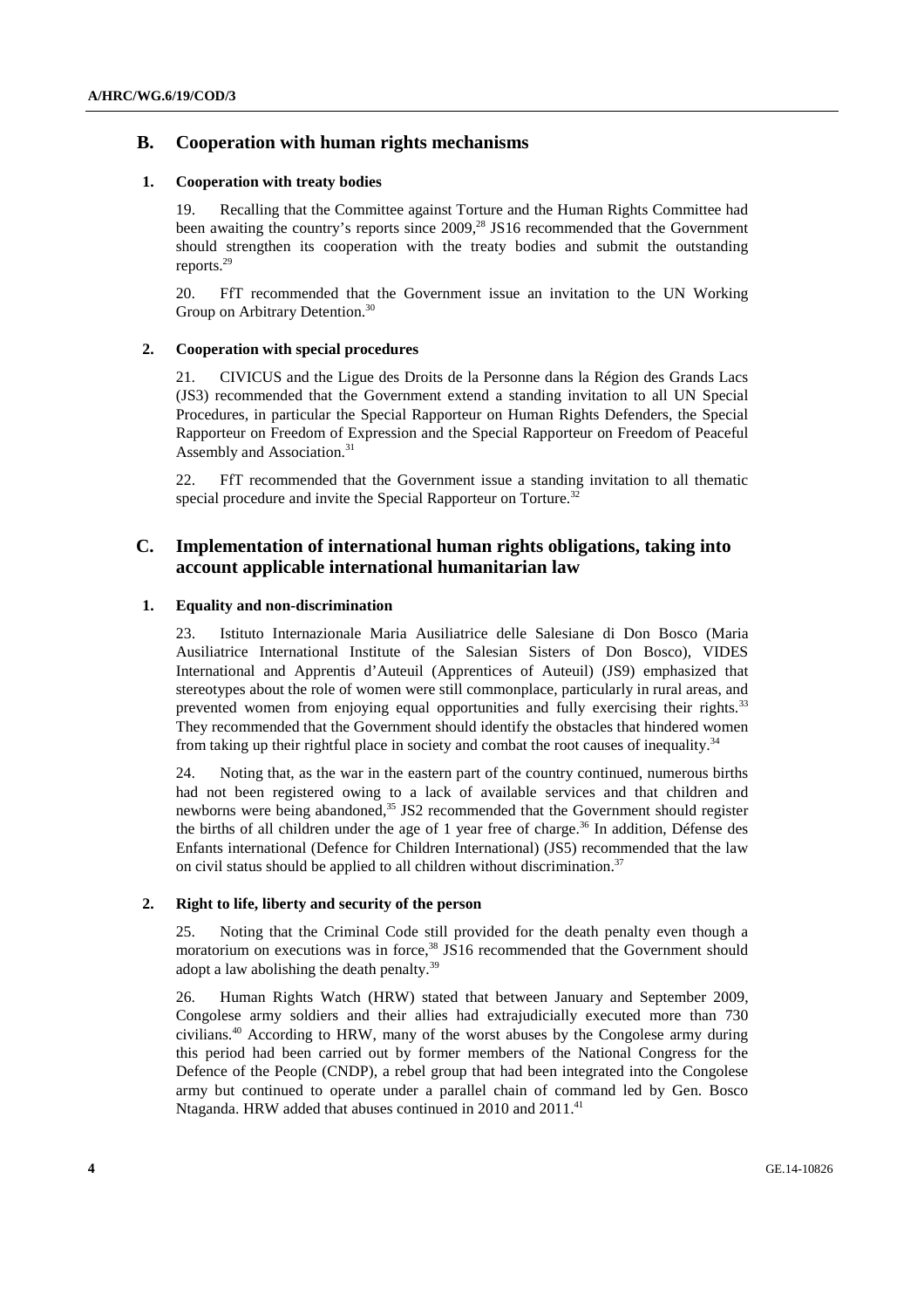## B. Cooperation with human rights mechanisms

### 1. Cooperation with treaty bodies

19. Recalling that the Committee against Torture and the Human Rights Committee had been awaiting the country's reports since 2009,[28] JS16 recommended that the Government should strengthen its cooperation with the treaty bodies and submit the outstanding reports.[29]

20. FfT recommended that the Government issue an invitation to the UN Working Group on Arbitrary Detention.[30]

### 2. Cooperation with special procedures

21. CIVICUS and the Ligue des Droits de la Personne dans la Région des Grands Lacs (JS3) recommended that the Government extend a standing invitation to all UN Special Procedures, in particular the Special Rapporteur on Human Rights Defenders, the Special Rapporteur on Freedom of Expression and the Special Rapporteur on Freedom of Peaceful Assembly and Association.[31]

22. FfT recommended that the Government issue a standing invitation to all thematic special procedure and invite the Special Rapporteur on Torture.[32]

## C. Implementation of international human rights obligations, taking into account applicable international humanitarian law

### 1. Equality and non-discrimination

23. Istituto Internazionale Maria Ausiliatrice delle Salesiane di Don Bosco (Maria Ausiliatrice International Institute of the Salesian Sisters of Don Bosco), VIDES International and Apprentis d'Auteuil (Apprentices of Auteuil) (JS9) emphasized that stereotypes about the role of women were still commonplace, particularly in rural areas, and prevented women from enjoying equal opportunities and fully exercising their rights.[33] They recommended that the Government should identify the obstacles that hindered women from taking up their rightful place in society and combat the root causes of inequality.[34]

24. Noting that, as the war in the eastern part of the country continued, numerous births had not been registered owing to a lack of available services and that children and newborns were being abandoned,[35] JS2 recommended that the Government should register the births of all children under the age of 1 year free of charge.[36] In addition, Défense des Enfants international (Defence for Children International) (JS5) recommended that the law on civil status should be applied to all children without discrimination.[37]

### 2. Right to life, liberty and security of the person

25. Noting that the Criminal Code still provided for the death penalty even though a moratorium on executions was in force,[38] JS16 recommended that the Government should adopt a law abolishing the death penalty.[39]

26. Human Rights Watch (HRW) stated that between January and September 2009, Congolese army soldiers and their allies had extrajudicially executed more than 730 civilians.[40] According to HRW, many of the worst abuses by the Congolese army during this period had been carried out by former members of the National Congress for the Defence of the People (CNDP), a rebel group that had been integrated into the Congolese army but continued to operate under a parallel chain of command led by Gen. Bosco Ntaganda. HRW added that abuses continued in 2010 and 2011.[41]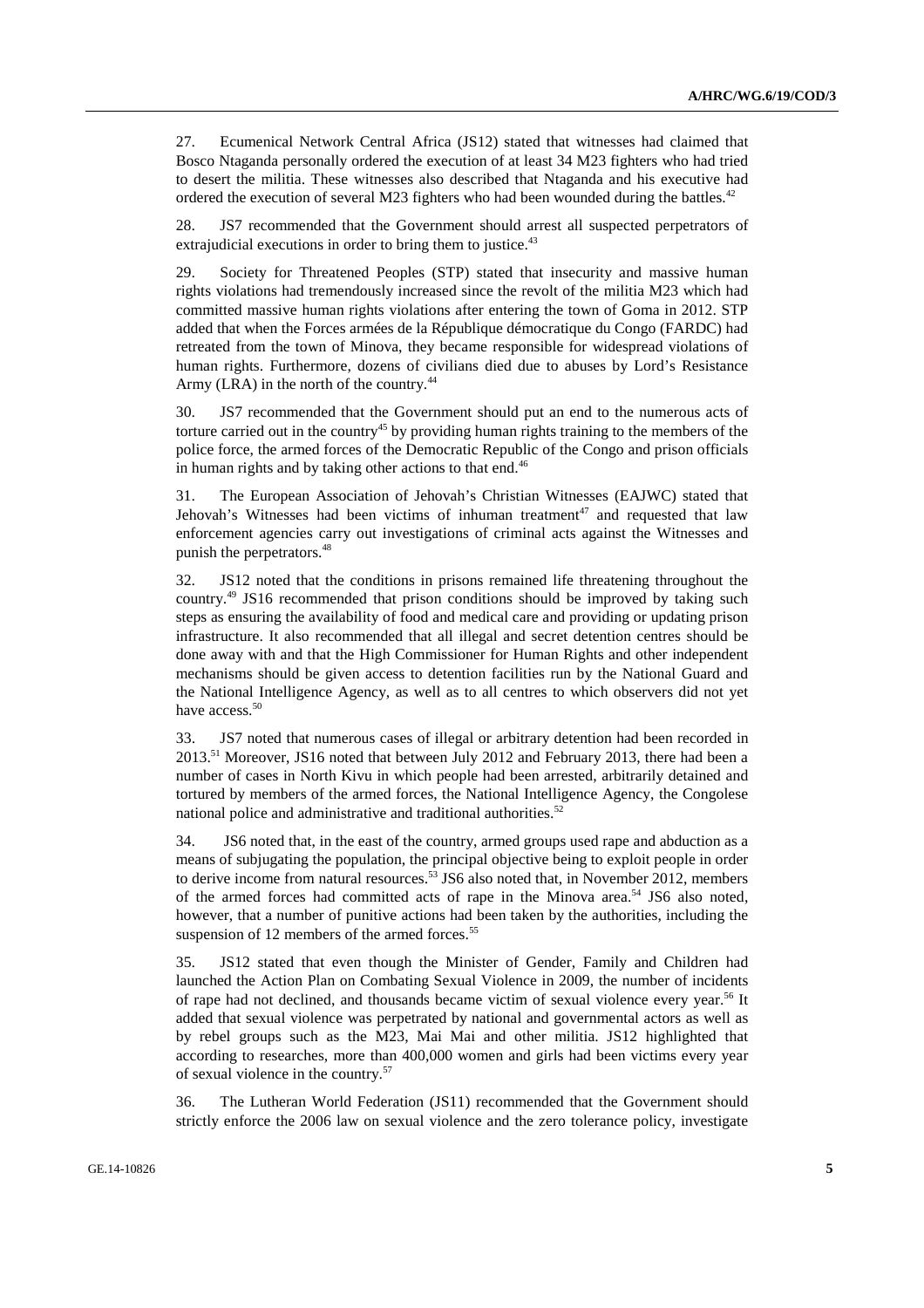27. Ecumenical Network Central Africa (JS12) stated that witnesses had claimed that Bosco Ntaganda personally ordered the execution of at least 34 M23 fighters who had tried to desert the militia. These witnesses also described that Ntaganda and his executive had ordered the execution of several M23 fighters who had been wounded during the battles.[42]

28. JS7 recommended that the Government should arrest all suspected perpetrators of extrajudicial executions in order to bring them to justice.[43]

29. Society for Threatened Peoples (STP) stated that insecurity and massive human rights violations had tremendously increased since the revolt of the militia M23 which had committed massive human rights violations after entering the town of Goma in 2012. STP added that when the Forces armées de la République démocratique du Congo (FARDC) had retreated from the town of Minova, they became responsible for widespread violations of human rights. Furthermore, dozens of civilians died due to abuses by Lord's Resistance Army (LRA) in the north of the country.[44]

30. JS7 recommended that the Government should put an end to the numerous acts of torture carried out in the country[45] by providing human rights training to the members of the police force, the armed forces of the Democratic Republic of the Congo and prison officials in human rights and by taking other actions to that end.[46]

31. The European Association of Jehovah's Christian Witnesses (EAJWC) stated that Jehovah's Witnesses had been victims of inhuman treatment[47] and requested that law enforcement agencies carry out investigations of criminal acts against the Witnesses and punish the perpetrators.[48]

32. JS12 noted that the conditions in prisons remained life threatening throughout the country.[49] JS16 recommended that prison conditions should be improved by taking such steps as ensuring the availability of food and medical care and providing or updating prison infrastructure. It also recommended that all illegal and secret detention centres should be done away with and that the High Commissioner for Human Rights and other independent mechanisms should be given access to detention facilities run by the National Guard and the National Intelligence Agency, as well as to all centres to which observers did not yet have access.[50]

33. JS7 noted that numerous cases of illegal or arbitrary detention had been recorded in 2013.[51] Moreover, JS16 noted that between July 2012 and February 2013, there had been a number of cases in North Kivu in which people had been arrested, arbitrarily detained and tortured by members of the armed forces, the National Intelligence Agency, the Congolese national police and administrative and traditional authorities.[52]

34. JS6 noted that, in the east of the country, armed groups used rape and abduction as a means of subjugating the population, the principal objective being to exploit people in order to derive income from natural resources.[53] JS6 also noted that, in November 2012, members of the armed forces had committed acts of rape in the Minova area.[54] JS6 also noted, however, that a number of punitive actions had been taken by the authorities, including the suspension of 12 members of the armed forces.[55]

35. JS12 stated that even though the Minister of Gender, Family and Children had launched the Action Plan on Combating Sexual Violence in 2009, the number of incidents of rape had not declined, and thousands became victim of sexual violence every year.[56] It added that sexual violence was perpetrated by national and governmental actors as well as by rebel groups such as the M23, Mai Mai and other militia. JS12 highlighted that according to researches, more than 400,000 women and girls had been victims every year of sexual violence in the country.[57]

36. The Lutheran World Federation (JS11) recommended that the Government should strictly enforce the 2006 law on sexual violence and the zero tolerance policy, investigate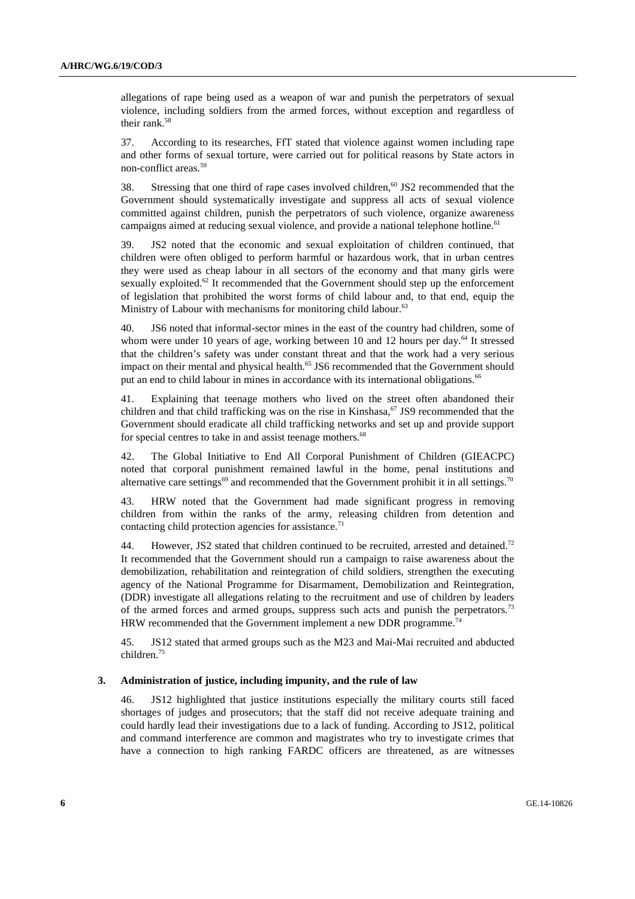allegations of rape being used as a weapon of war and punish the perpetrators of sexual violence, including soldiers from the armed forces, without exception and regardless of their rank.[58]

37. According to its researches, FfT stated that violence against women including rape and other forms of sexual torture, were carried out for political reasons by State actors in non-conflict areas.[59]

38. Stressing that one third of rape cases involved children,[60] JS2 recommended that the Government should systematically investigate and suppress all acts of sexual violence committed against children, punish the perpetrators of such violence, organize awareness campaigns aimed at reducing sexual violence, and provide a national telephone hotline.[61]

39. JS2 noted that the economic and sexual exploitation of children continued, that children were often obliged to perform harmful or hazardous work, that in urban centres they were used as cheap labour in all sectors of the economy and that many girls were sexually exploited.[62] It recommended that the Government should step up the enforcement of legislation that prohibited the worst forms of child labour and, to that end, equip the Ministry of Labour with mechanisms for monitoring child labour.[63]

40. JS6 noted that informal-sector mines in the east of the country had children, some of whom were under 10 years of age, working between 10 and 12 hours per day.[64] It stressed that the children's safety was under constant threat and that the work had a very serious impact on their mental and physical health.[65] JS6 recommended that the Government should put an end to child labour in mines in accordance with its international obligations.[66]

41. Explaining that teenage mothers who lived on the street often abandoned their children and that child trafficking was on the rise in Kinshasa,[67] JS9 recommended that the Government should eradicate all child trafficking networks and set up and provide support for special centres to take in and assist teenage mothers.[68]

42. The Global Initiative to End All Corporal Punishment of Children (GIEACPC) noted that corporal punishment remained lawful in the home, penal institutions and alternative care settings[69] and recommended that the Government prohibit it in all settings.[70]

43. HRW noted that the Government had made significant progress in removing children from within the ranks of the army, releasing children from detention and contacting child protection agencies for assistance.[71]

44. However, JS2 stated that children continued to be recruited, arrested and detained.[72] It recommended that the Government should run a campaign to raise awareness about the demobilization, rehabilitation and reintegration of child soldiers, strengthen the executing agency of the National Programme for Disarmament, Demobilization and Reintegration, (DDR) investigate all allegations relating to the recruitment and use of children by leaders of the armed forces and armed groups, suppress such acts and punish the perpetrators.[73] HRW recommended that the Government implement a new DDR programme.[74]

45. JS12 stated that armed groups such as the M23 and Mai-Mai recruited and abducted children.[75]

### 3. Administration of justice, including impunity, and the rule of law

46. JS12 highlighted that justice institutions especially the military courts still faced shortages of judges and prosecutors; that the staff did not receive adequate training and could hardly lead their investigations due to a lack of funding. According to JS12, political and command interference are common and magistrates who try to investigate crimes that have a connection to high ranking FARDC officers are threatened, as are witnesses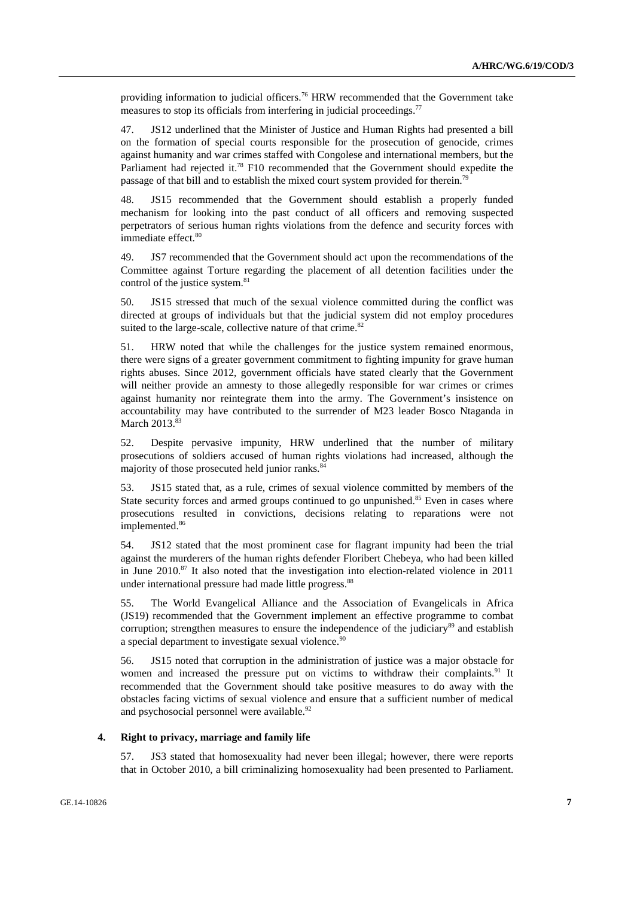providing information to judicial officers.[76] HRW recommended that the Government take measures to stop its officials from interfering in judicial proceedings.[77]

47. JS12 underlined that the Minister of Justice and Human Rights had presented a bill on the formation of special courts responsible for the prosecution of genocide, crimes against humanity and war crimes staffed with Congolese and international members, but the Parliament had rejected it.[78] F10 recommended that the Government should expedite the passage of that bill and to establish the mixed court system provided for therein.[79]

48. JS15 recommended that the Government should establish a properly funded mechanism for looking into the past conduct of all officers and removing suspected perpetrators of serious human rights violations from the defence and security forces with immediate effect.[80]

49. JS7 recommended that the Government should act upon the recommendations of the Committee against Torture regarding the placement of all detention facilities under the control of the justice system.[81]

50. JS15 stressed that much of the sexual violence committed during the conflict was directed at groups of individuals but that the judicial system did not employ procedures suited to the large-scale, collective nature of that crime.[82]

51. HRW noted that while the challenges for the justice system remained enormous, there were signs of a greater government commitment to fighting impunity for grave human rights abuses. Since 2012, government officials have stated clearly that the Government will neither provide an amnesty to those allegedly responsible for war crimes or crimes against humanity nor reintegrate them into the army. The Government's insistence on accountability may have contributed to the surrender of M23 leader Bosco Ntaganda in March 2013.[83]

52. Despite pervasive impunity, HRW underlined that the number of military prosecutions of soldiers accused of human rights violations had increased, although the majority of those prosecuted held junior ranks.[84]

53. JS15 stated that, as a rule, crimes of sexual violence committed by members of the State security forces and armed groups continued to go unpunished.[85] Even in cases where prosecutions resulted in convictions, decisions relating to reparations were not implemented.[86]

54. JS12 stated that the most prominent case for flagrant impunity had been the trial against the murderers of the human rights defender Floribert Chebeya, who had been killed in June 2010.[87] It also noted that the investigation into election-related violence in 2011 under international pressure had made little progress.[88]

55. The World Evangelical Alliance and the Association of Evangelicals in Africa (JS19) recommended that the Government implement an effective programme to combat corruption; strengthen measures to ensure the independence of the judiciary[89] and establish a special department to investigate sexual violence.[90]

56. JS15 noted that corruption in the administration of justice was a major obstacle for women and increased the pressure put on victims to withdraw their complaints.[91] It recommended that the Government should take positive measures to do away with the obstacles facing victims of sexual violence and ensure that a sufficient number of medical and psychosocial personnel were available.[92]

#### 4. Right to privacy, marriage and family life

57. JS3 stated that homosexuality had never been illegal; however, there were reports that in October 2010, a bill criminalizing homosexuality had been presented to Parliament.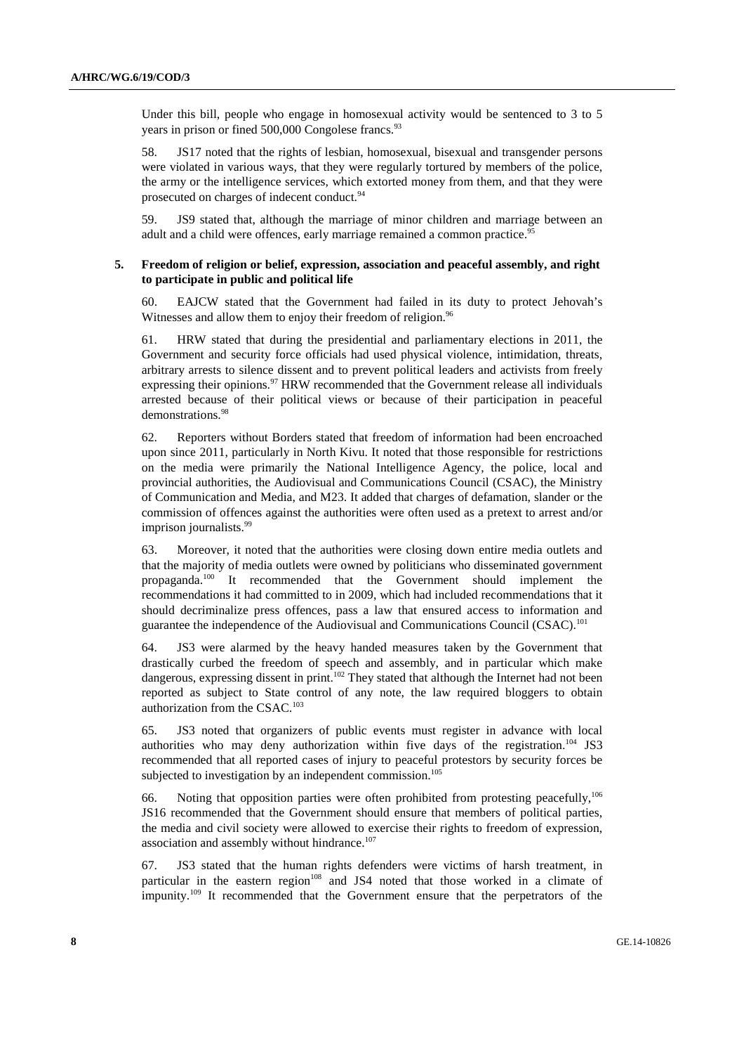Under this bill, people who engage in homosexual activity would be sentenced to 3 to 5 years in prison or fined 500,000 Congolese francs.[93]

58. JS17 noted that the rights of lesbian, homosexual, bisexual and transgender persons were violated in various ways, that they were regularly tortured by members of the police, the army or the intelligence services, which extorted money from them, and that they were prosecuted on charges of indecent conduct.[94]

59. JS9 stated that, although the marriage of minor children and marriage between an adult and a child were offences, early marriage remained a common practice.[95]

### 5. Freedom of religion or belief, expression, association and peaceful assembly, and right to participate in public and political life

60. EAJCW stated that the Government had failed in its duty to protect Jehovah's Witnesses and allow them to enjoy their freedom of religion.[96]

61. HRW stated that during the presidential and parliamentary elections in 2011, the Government and security force officials had used physical violence, intimidation, threats, arbitrary arrests to silence dissent and to prevent political leaders and activists from freely expressing their opinions.[97] HRW recommended that the Government release all individuals arrested because of their political views or because of their participation in peaceful demonstrations.[98]

62. Reporters without Borders stated that freedom of information had been encroached upon since 2011, particularly in North Kivu. It noted that those responsible for restrictions on the media were primarily the National Intelligence Agency, the police, local and provincial authorities, the Audiovisual and Communications Council (CSAC), the Ministry of Communication and Media, and M23. It added that charges of defamation, slander or the commission of offences against the authorities were often used as a pretext to arrest and/or imprison journalists.[99]

63. Moreover, it noted that the authorities were closing down entire media outlets and that the majority of media outlets were owned by politicians who disseminated government propaganda.[100] It recommended that the Government should implement the recommendations it had committed to in 2009, which had included recommendations that it should decriminalize press offences, pass a law that ensured access to information and guarantee the independence of the Audiovisual and Communications Council (CSAC).[101]

64. JS3 were alarmed by the heavy handed measures taken by the Government that drastically curbed the freedom of speech and assembly, and in particular which make dangerous, expressing dissent in print.[102] They stated that although the Internet had not been reported as subject to State control of any note, the law required bloggers to obtain authorization from the CSAC.[103]

65. JS3 noted that organizers of public events must register in advance with local authorities who may deny authorization within five days of the registration.[104] JS3 recommended that all reported cases of injury to peaceful protestors by security forces be subjected to investigation by an independent commission.[105]

66. Noting that opposition parties were often prohibited from protesting peacefully,[106] JS16 recommended that the Government should ensure that members of political parties, the media and civil society were allowed to exercise their rights to freedom of expression, association and assembly without hindrance.[107]

67. JS3 stated that the human rights defenders were victims of harsh treatment, in particular in the eastern region[108] and JS4 noted that those worked in a climate of impunity.[109] It recommended that the Government ensure that the perpetrators of the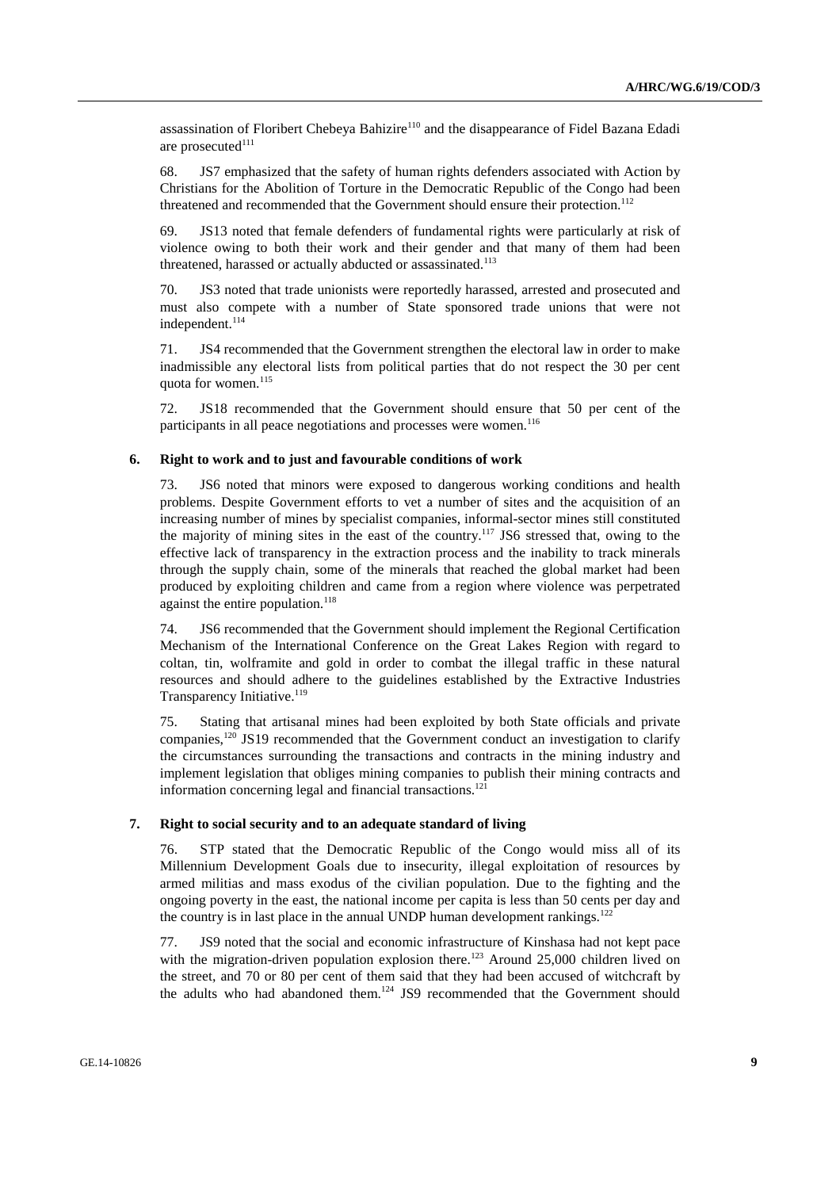assassination of Floribert Chebeya Bahizire[110] and the disappearance of Fidel Bazana Edadi are prosecuted[111]

68. JS7 emphasized that the safety of human rights defenders associated with Action by Christians for the Abolition of Torture in the Democratic Republic of the Congo had been threatened and recommended that the Government should ensure their protection.[112]

69. JS13 noted that female defenders of fundamental rights were particularly at risk of violence owing to both their work and their gender and that many of them had been threatened, harassed or actually abducted or assassinated.[113]

70. JS3 noted that trade unionists were reportedly harassed, arrested and prosecuted and must also compete with a number of State sponsored trade unions that were not independent.[114]

71. JS4 recommended that the Government strengthen the electoral law in order to make inadmissible any electoral lists from political parties that do not respect the 30 per cent quota for women.[115]

72. JS18 recommended that the Government should ensure that 50 per cent of the participants in all peace negotiations and processes were women.[116]

### 6. Right to work and to just and favourable conditions of work

73. JS6 noted that minors were exposed to dangerous working conditions and health problems. Despite Government efforts to vet a number of sites and the acquisition of an increasing number of mines by specialist companies, informal-sector mines still constituted the majority of mining sites in the east of the country.[117] JS6 stressed that, owing to the effective lack of transparency in the extraction process and the inability to track minerals through the supply chain, some of the minerals that reached the global market had been produced by exploiting children and came from a region where violence was perpetrated against the entire population.[118]

74. JS6 recommended that the Government should implement the Regional Certification Mechanism of the International Conference on the Great Lakes Region with regard to coltan, tin, wolframite and gold in order to combat the illegal traffic in these natural resources and should adhere to the guidelines established by the Extractive Industries Transparency Initiative.[119]

75. Stating that artisanal mines had been exploited by both State officials and private companies,[120] JS19 recommended that the Government conduct an investigation to clarify the circumstances surrounding the transactions and contracts in the mining industry and implement legislation that obliges mining companies to publish their mining contracts and information concerning legal and financial transactions.[121]

### 7. Right to social security and to an adequate standard of living

76. STP stated that the Democratic Republic of the Congo would miss all of its Millennium Development Goals due to insecurity, illegal exploitation of resources by armed militias and mass exodus of the civilian population. Due to the fighting and the ongoing poverty in the east, the national income per capita is less than 50 cents per day and the country is in last place in the annual UNDP human development rankings.[122]

77. JS9 noted that the social and economic infrastructure of Kinshasa had not kept pace with the migration-driven population explosion there.[123] Around 25,000 children lived on the street, and 70 or 80 per cent of them said that they had been accused of witchcraft by the adults who had abandoned them.[124] JS9 recommended that the Government should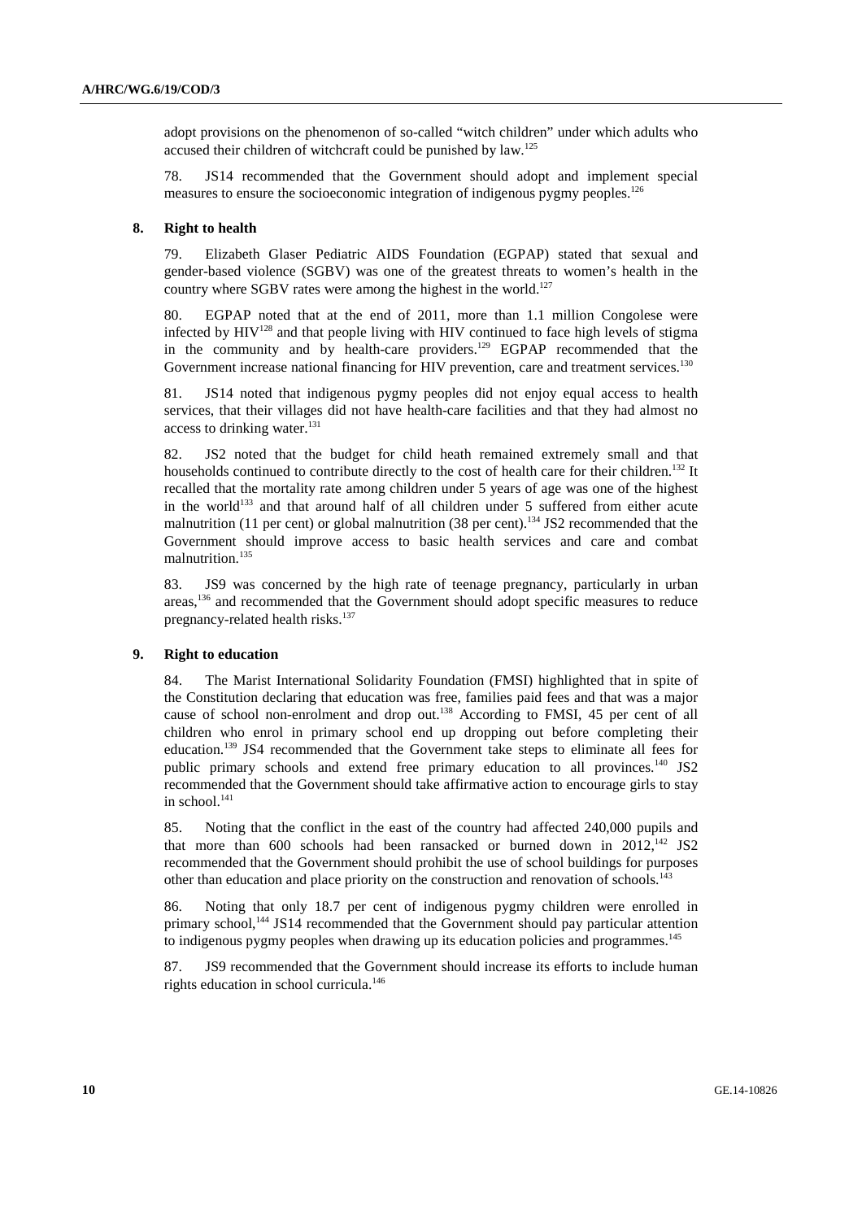adopt provisions on the phenomenon of so-called "witch children" under which adults who accused their children of witchcraft could be punished by law.[125]

78. JS14 recommended that the Government should adopt and implement special measures to ensure the socioeconomic integration of indigenous pygmy peoples.[126]

### 8. Right to health

79. Elizabeth Glaser Pediatric AIDS Foundation (EGPAP) stated that sexual and gender-based violence (SGBV) was one of the greatest threats to women's health in the country where SGBV rates were among the highest in the world.[127]

80. EGPAP noted that at the end of 2011, more than 1.1 million Congolese were infected by HIV[128] and that people living with HIV continued to face high levels of stigma in the community and by health-care providers.[129] EGPAP recommended that the Government increase national financing for HIV prevention, care and treatment services.[130]

81. JS14 noted that indigenous pygmy peoples did not enjoy equal access to health services, that their villages did not have health-care facilities and that they had almost no access to drinking water.[131]

82. JS2 noted that the budget for child heath remained extremely small and that households continued to contribute directly to the cost of health care for their children.[132] It recalled that the mortality rate among children under 5 years of age was one of the highest in the world[133] and that around half of all children under 5 suffered from either acute malnutrition (11 per cent) or global malnutrition (38 per cent).[134] JS2 recommended that the Government should improve access to basic health services and care and combat malnutrition.[135]

83. JS9 was concerned by the high rate of teenage pregnancy, particularly in urban areas,[136] and recommended that the Government should adopt specific measures to reduce pregnancy-related health risks.[137]

### 9. Right to education

84. The Marist International Solidarity Foundation (FMSI) highlighted that in spite of the Constitution declaring that education was free, families paid fees and that was a major cause of school non-enrolment and drop out.[138] According to FMSI, 45 per cent of all children who enrol in primary school end up dropping out before completing their education.[139] JS4 recommended that the Government take steps to eliminate all fees for public primary schools and extend free primary education to all provinces.[140] JS2 recommended that the Government should take affirmative action to encourage girls to stay in school.[141]

85. Noting that the conflict in the east of the country had affected 240,000 pupils and that more than 600 schools had been ransacked or burned down in 2012,[142] JS2 recommended that the Government should prohibit the use of school buildings for purposes other than education and place priority on the construction and renovation of schools.[143]

86. Noting that only 18.7 per cent of indigenous pygmy children were enrolled in primary school,[144] JS14 recommended that the Government should pay particular attention to indigenous pygmy peoples when drawing up its education policies and programmes.[145]

87. JS9 recommended that the Government should increase its efforts to include human rights education in school curricula.[146]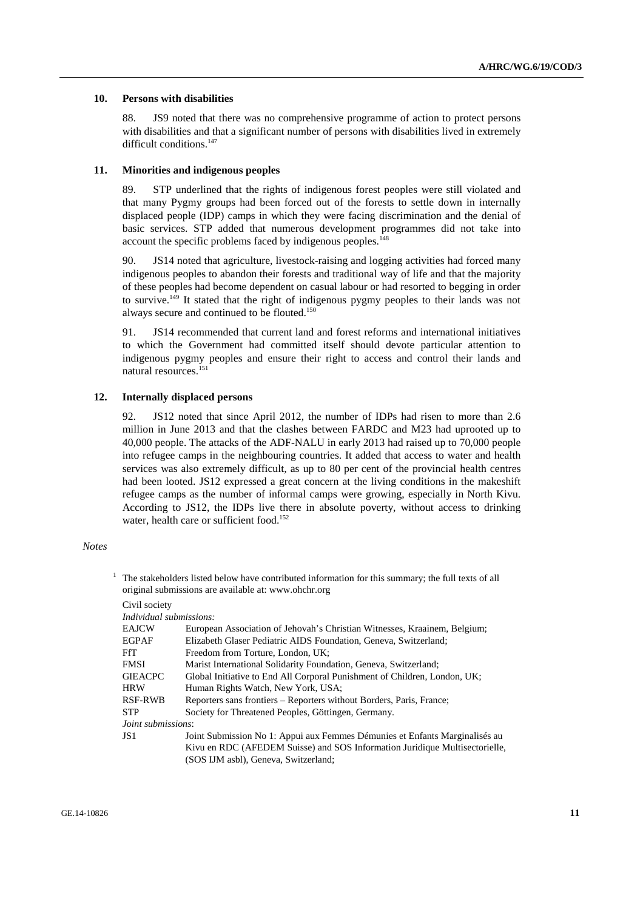### 10. Persons with disabilities

88. JS9 noted that there was no comprehensive programme of action to protect persons with disabilities and that a significant number of persons with disabilities lived in extremely difficult conditions.[147]

### 11. Minorities and indigenous peoples

89. STP underlined that the rights of indigenous forest peoples were still violated and that many Pygmy groups had been forced out of the forests to settle down in internally displaced people (IDP) camps in which they were facing discrimination and the denial of basic services. STP added that numerous development programmes did not take into account the specific problems faced by indigenous peoples.[148]

90. JS14 noted that agriculture, livestock-raising and logging activities had forced many indigenous peoples to abandon their forests and traditional way of life and that the majority of these peoples had become dependent on casual labour or had resorted to begging in order to survive.[149] It stated that the right of indigenous pygmy peoples to their lands was not always secure and continued to be flouted.[150]

91. JS14 recommended that current land and forest reforms and international initiatives to which the Government had committed itself should devote particular attention to indigenous pygmy peoples and ensure their right to access and control their lands and natural resources.[151]

### 12. Internally displaced persons

92. JS12 noted that since April 2012, the number of IDPs had risen to more than 2.6 million in June 2013 and that the clashes between FARDC and M23 had uprooted up to 40,000 people. The attacks of the ADF-NALU in early 2013 had raised up to 70,000 people into refugee camps in the neighbouring countries. It added that access to water and health services was also extremely difficult, as up to 80 per cent of the provincial health centres had been looted. JS12 expressed a great concern at the living conditions in the makeshift refugee camps as the number of informal camps were growing, especially in North Kivu. According to JS12, the IDPs live there in absolute poverty, without access to drinking water, health care or sufficient food.[152]

*Notes*

[1] The stakeholders listed below have contributed information for this summary; the full texts of all original submissions are available at: www.ohchr.org

Civil society

*Individual submissions:*

| | |
|---|---|
| EAJCW | European Association of Jehovah's Christian Witnesses, Kraainem, Belgium; |
| EGPAF | Elizabeth Glaser Pediatric AIDS Foundation, Geneva, Switzerland; |
| FfT | Freedom from Torture, London, UK; |
| FMSI | Marist International Solidarity Foundation, Geneva, Switzerland; |
| GIEACPC | Global Initiative to End All Corporal Punishment of Children, London, UK; |
| HRW | Human Rights Watch, New York, USA; |
| RSF-RWB | Reporters sans frontiers – Reporters without Borders, Paris, France; |
| STP | Society for Threatened Peoples, Göttingen, Germany. |

*Joint submissions*:

| | |
|---|---|
| JS1 | Joint Submission No 1: Appui aux Femmes Démunies et Enfants Marginalisés au Kivu en RDC (AFEDEM Suisse) and SOS Information Juridique Multisectorielle, (SOS IJM asbl), Geneva, Switzerland; |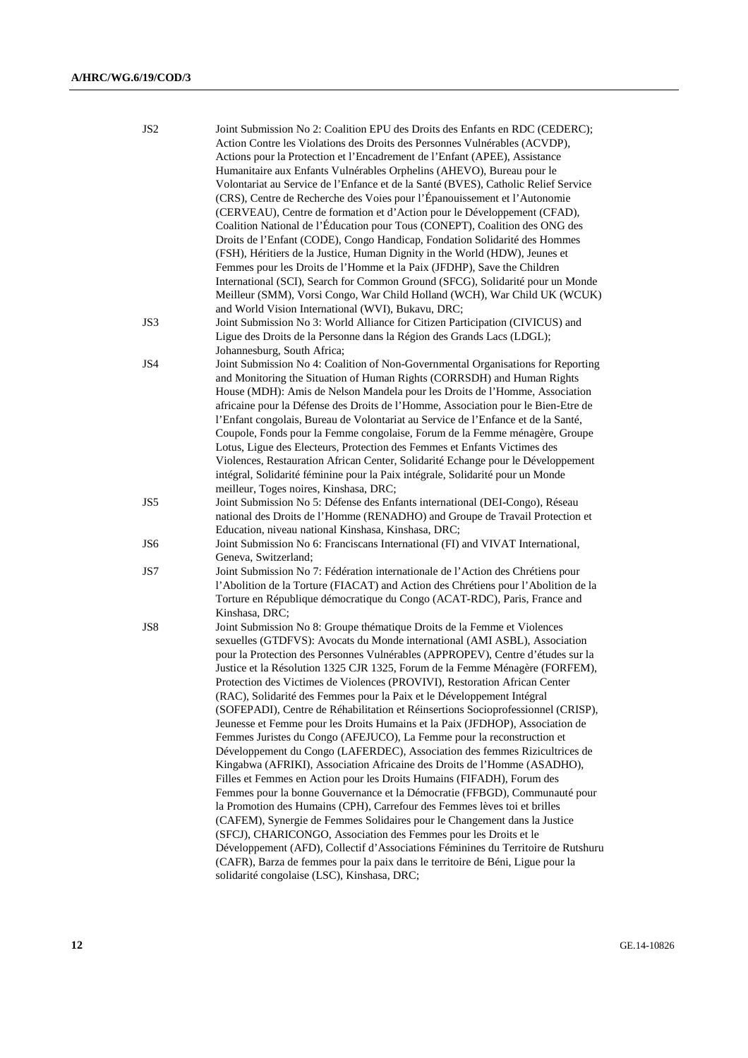| | |
|---|---|
| JS2 | Joint Submission No 2: Coalition EPU des Droits des Enfants en RDC (CEDERC); Action Contre les Violations des Droits des Personnes Vulnérables (ACVDP), Actions pour la Protection et l'Encadrement de l'Enfant (APEE), Assistance Humanitaire aux Enfants Vulnérables Orphelins (AHEVO), Bureau pour le Volontariat au Service de l'Enfance et de la Santé (BVES), Catholic Relief Service (CRS), Centre de Recherche des Voies pour l'Épanouissement et l'Autonomie (CERVEAU), Centre de formation et d'Action pour le Développement (CFAD), Coalition National de l'Éducation pour Tous (CONEPT), Coalition des ONG des Droits de l'Enfant (CODE), Congo Handicap, Fondation Solidarité des Hommes (FSH), Héritiers de la Justice, Human Dignity in the World (HDW), Jeunes et Femmes pour les Droits de l'Homme et la Paix (JFDHP), Save the Children International (SCI), Search for Common Ground (SFCG), Solidarité pour un Monde Meilleur (SMM), Vorsi Congo, War Child Holland (WCH), War Child UK (WCUK) and World Vision International (WVI), Bukavu, DRC; |
| JS3 | Joint Submission No 3: World Alliance for Citizen Participation (CIVICUS) and Ligue des Droits de la Personne dans la Région des Grands Lacs (LDGL); Johannesburg, South Africa; |
| JS4 | Joint Submission No 4: Coalition of Non-Governmental Organisations for Reporting and Monitoring the Situation of Human Rights (CORRSDH) and Human Rights House (MDH): Amis de Nelson Mandela pour les Droits de l'Homme, Association africaine pour la Défense des Droits de l'Homme, Association pour le Bien-Etre de l'Enfant congolais, Bureau de Volontariat au Service de l'Enfance et de la Santé, Coupole, Fonds pour la Femme congolaise, Forum de la Femme ménagère, Groupe Lotus, Ligue des Electeurs, Protection des Femmes et Enfants Victimes des Violences, Restauration African Center, Solidarité Echange pour le Développement intégral, Solidarité féminine pour la Paix intégrale, Solidarité pour un Monde meilleur, Toges noires, Kinshasa, DRC; |
| JS5 | Joint Submission No 5: Défense des Enfants international (DEI-Congo), Réseau national des Droits de l'Homme (RENADHO) and Groupe de Travail Protection et Education, niveau national Kinshasa, Kinshasa, DRC; |
| JS6 | Joint Submission No 6: Franciscans International (FI) and VIVAT International, Geneva, Switzerland; |
| JS7 | Joint Submission No 7: Fédération internationale de l'Action des Chrétiens pour l'Abolition de la Torture (FIACAT) and Action des Chrétiens pour l'Abolition de la Torture en République démocratique du Congo (ACAT-RDC), Paris, France and Kinshasa, DRC; |
| JS8 | Joint Submission No 8: Groupe thématique Droits de la Femme et Violences sexuelles (GTDFVS): Avocats du Monde international (AMI ASBL), Association pour la Protection des Personnes Vulnérables (APPROPEV), Centre d'études sur la Justice et la Résolution 1325 CJR 1325, Forum de la Femme Ménagère (FORFEM), Protection des Victimes de Violences (PROVIVI), Restoration African Center (RAC), Solidarité des Femmes pour la Paix et le Développement Intégral (SOFEPADI), Centre de Réhabilitation et Réinsertions Socioprofessionnel (CRISP), Jeunesse et Femme pour les Droits Humains et la Paix (JFDHOP), Association de Femmes Juristes du Congo (AFEJUCO), La Femme pour la reconstruction et Développement du Congo (LAFERDEC), Association des femmes Rizicultrices de Kingabwa (AFRIKI), Association Africaine des Droits de l'Homme (ASADHO), Filles et Femmes en Action pour les Droits Humains (FIFADH), Forum des Femmes pour la bonne Gouvernance et la Démocratie (FFBGD), Communauté pour la Promotion des Humains (CPH), Carrefour des Femmes lèves toi et brilles (CAFEM), Synergie de Femmes Solidaires pour le Changement dans la Justice (SFCJ), CHARICONGO, Association des Femmes pour les Droits et le Développement (AFD), Collectif d'Associations Féminines du Territoire de Rutshuru (CAFR), Barza de femmes pour la paix dans le territoire de Béni, Ligue pour la solidarité congolaise (LSC), Kinshasa, DRC; |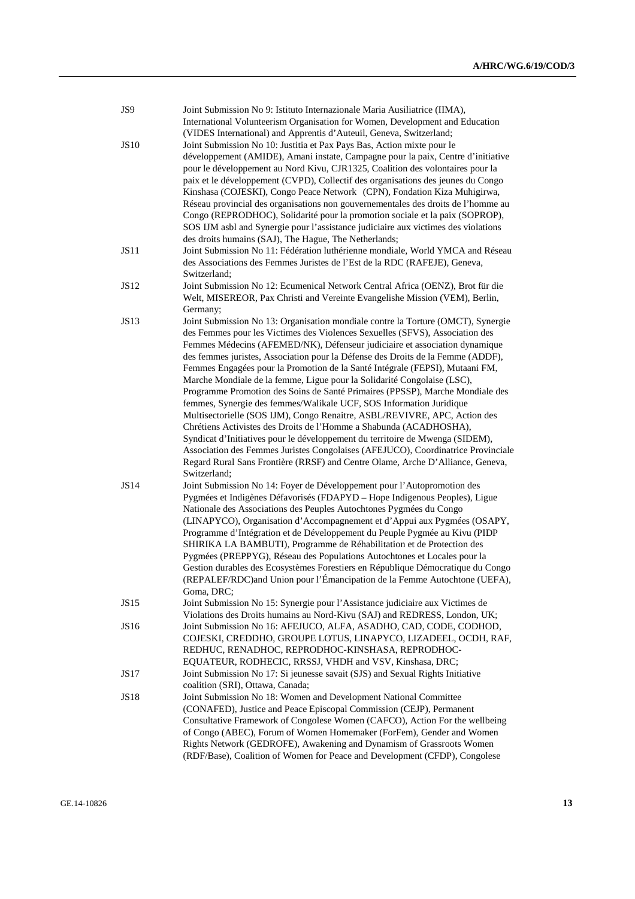| | |
|---|---|
| JS9 | Joint Submission No 9: Istituto Internazionale Maria Ausiliatrice (IIMA), International Volunteerism Organisation for Women, Development and Education (VIDES International) and Apprentis d'Auteuil, Geneva, Switzerland; |
| JS10 | Joint Submission No 10: Justitia et Pax Pays Bas, Action mixte pour le développement (AMIDE), Amani instate, Campagne pour la paix, Centre d'initiative pour le développement au Nord Kivu, CJR1325, Coalition des volontaires pour la paix et le développement (CVPD), Collectif des organisations des jeunes du Congo Kinshasa (COJESKI), Congo Peace Network (CPN), Fondation Kiza Muhigirwa, Réseau provincial des organisations non gouvernementales des droits de l'homme au Congo (REPRODHOC), Solidarité pour la promotion sociale et la paix (SOPROP), SOS IJM asbl and Synergie pour l'assistance judiciaire aux victimes des violations des droits humains (SAJ), The Hague, The Netherlands; |
| JS11 | Joint Submission No 11: Fédération luthérienne mondiale, World YMCA and Réseau des Associations des Femmes Juristes de l'Est de la RDC (RAFEJE), Geneva, Switzerland; |
| JS12 | Joint Submission No 12: Ecumenical Network Central Africa (OENZ), Brot für die Welt, MISEREOR, Pax Christi and Vereinte Evangelishe Mission (VEM), Berlin, Germany; |
| JS13 | Joint Submission No 13: Organisation mondiale contre la Torture (OMCT), Synergie des Femmes pour les Victimes des Violences Sexuelles (SFVS), Association des Femmes Médecins (AFEMED/NK), Défenseur judiciaire et association dynamique des femmes juristes, Association pour la Défense des Droits de la Femme (ADDF), Femmes Engagées pour la Promotion de la Santé Intégrale (FEPSI), Mutaani FM, Marche Mondiale de la femme, Ligue pour la Solidarité Congolaise (LSC), Programme Promotion des Soins de Santé Primaires (PPSSP), Marche Mondiale des femmes, Synergie des femmes/Walikale UCF, SOS Information Juridique Multisectorielle (SOS IJM), Congo Renaitre, ASBL/REVIVRE, APC, Action des Chrétiens Activistes des Droits de l'Homme a Shabunda (ACADHOSHA), Syndicat d'Initiatives pour le développement du territoire de Mwenga (SIDEM), Association des Femmes Juristes Congolaises (AFEJUCO), Coordinatrice Provinciale Regard Rural Sans Frontière (RRSF) and Centre Olame, Arche D'Alliance, Geneva, Switzerland; |
| JS14 | Joint Submission No 14: Foyer de Développement pour l'Autopromotion des Pygmées et Indigènes Défavorisés (FDAPYD – Hope Indigenous Peoples), Ligue Nationale des Associations des Peuples Autochtones Pygmées du Congo (LINAPYCO), Organisation d'Accompagnement et d'Appui aux Pygmées (OSAPY, Programme d'Intégration et de Développement du Peuple Pygmée au Kivu (PIDP SHIRIKA LA BAMBUTI), Programme de Réhabilitation et de Protection des Pygmées (PREPPYG), Réseau des Populations Autochtones et Locales pour la Gestion durables des Ecosystèmes Forestiers en République Démocratique du Congo (REPALEF/RDC)and Union pour l'Émancipation de la Femme Autochtone (UEFA), Goma, DRC; |
| JS15 | Joint Submission No 15: Synergie pour l'Assistance judiciaire aux Victimes de Violations des Droits humains au Nord-Kivu (SAJ) and REDRESS, London, UK; |
| JS16 | Joint Submission No 16: AFEJUCO, ALFA, ASADHO, CAD, CODE, CODHOD, COJESKI, CREDDHO, GROUPE LOTUS, LINAPYCO, LIZADEEL, OCDH, RAF, REDHUC, RENADHOC, REPRODHOC-KINSHASA, REPRODHOC-EQUATEUR, RODHECIC, RRSSJ, VHDH and VSV, Kinshasa, DRC; |
| JS17 | Joint Submission No 17: Si jeunesse savait (SJS) and Sexual Rights Initiative coalition (SRI), Ottawa, Canada; |
| JS18 | Joint Submission No 18: Women and Development National Committee (CONAFED), Justice and Peace Episcopal Commission (CEJP), Permanent Consultative Framework of Congolese Women (CAFCO), Action For the wellbeing of Congo (ABEC), Forum of Women Homemaker (ForFem), Gender and Women Rights Network (GEDROFE), Awakening and Dynamism of Grassroots Women (RDF/Base), Coalition of Women for Peace and Development (CFDP), Congolese |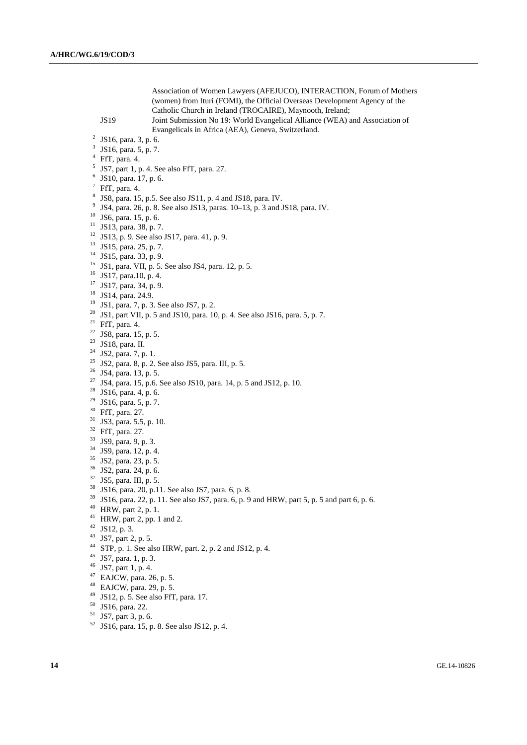Association of Women Lawyers (AFEJUCO), INTERACTION, Forum of Mothers (women) from Ituri (FOMI), the Official Overseas Development Agency of the Catholic Church in Ireland (TROCAIRE), Maynooth, Ireland;

JS19 Joint Submission No 19: World Evangelical Alliance (WEA) and Association of Evangelicals in Africa (AEA), Geneva, Switzerland.

[2] JS16, para. 3, p. 6.
[3] JS16, para. 5, p. 7.
[4] FfT, para. 4.
[5] JS7, part 1, p. 4. See also FfT, para. 27.
[6] JS10, para. 17, p. 6.
[7] FfT, para. 4.
[8] JS8, para. 15, p.5. See also JS11, p. 4 and JS18, para. IV.
[9] JS4, para. 26, p. 8. See also JS13, paras. 10–13, p. 3 and JS18, para. IV.
[10] JS6, para. 15, p. 6.
[11] JS13, para. 38, p. 7.
[12] JS13, p. 9. See also JS17, para. 41, p. 9.
[13] JS15, para. 25, p. 7.
[14] JS15, para. 33, p. 9.
[15] JS1, para. VII, p. 5. See also JS4, para. 12, p. 5.
[16] JS17, para.10, p. 4.
[17] JS17, para. 34, p. 9.
[18] JS14, para. 24.9.
[19] JS1, para. 7, p. 3. See also JS7, p. 2.
[20] JS1, part VII, p. 5 and JS10, para. 10, p. 4. See also JS16, para. 5, p. 7.
[21] FfT, para. 4.
[22] JS8, para. 15, p. 5.
[23] JS18, para. II.
[24] JS2, para. 7, p. 1.
[25] JS2, para. 8, p. 2. See also JS5, para. III, p. 5.
[26] JS4, para. 13, p. 5.
[27] JS4, para. 15, p.6. See also JS10, para. 14, p. 5 and JS12, p. 10.
[28] JS16, para. 4, p. 6.
[29] JS16, para. 5, p. 7.
[30] FfT, para. 27.
[31] JS3, para. 5.5, p. 10.
[32] FfT, para. 27.
[33] JS9, para. 9, p. 3.
[34] JS9, para. 12, p. 4.
[35] JS2, para. 23, p. 5.
[36] JS2, para. 24, p. 6.
[37] JS5, para. III, p. 5.
[38] JS16, para. 20, p.11. See also JS7, para. 6, p. 8.
[39] JS16, para. 22, p. 11. See also JS7, para. 6, p. 9 and HRW, part 5, p. 5 and part 6, p. 6.
[40] HRW, part 2, p. 1.
[41] HRW, part 2, pp. 1 and 2.
[42] JS12, p. 3.
[43] JS7, part 2, p. 5.
[44] STP, p. 1. See also HRW, part. 2, p. 2 and JS12, p. 4.
[45] JS7, para. 1, p. 3.
[46] JS7, part 1, p. 4.
[47] EAJCW, para. 26, p. 5.
[48] EAJCW, para. 29, p. 5.
[49] JS12, p. 5. See also FfT, para. 17.
[50] JS16, para. 22.
[51] JS7, part 3, p. 6.
[52] JS16, para. 15, p. 8. See also JS12, p. 4.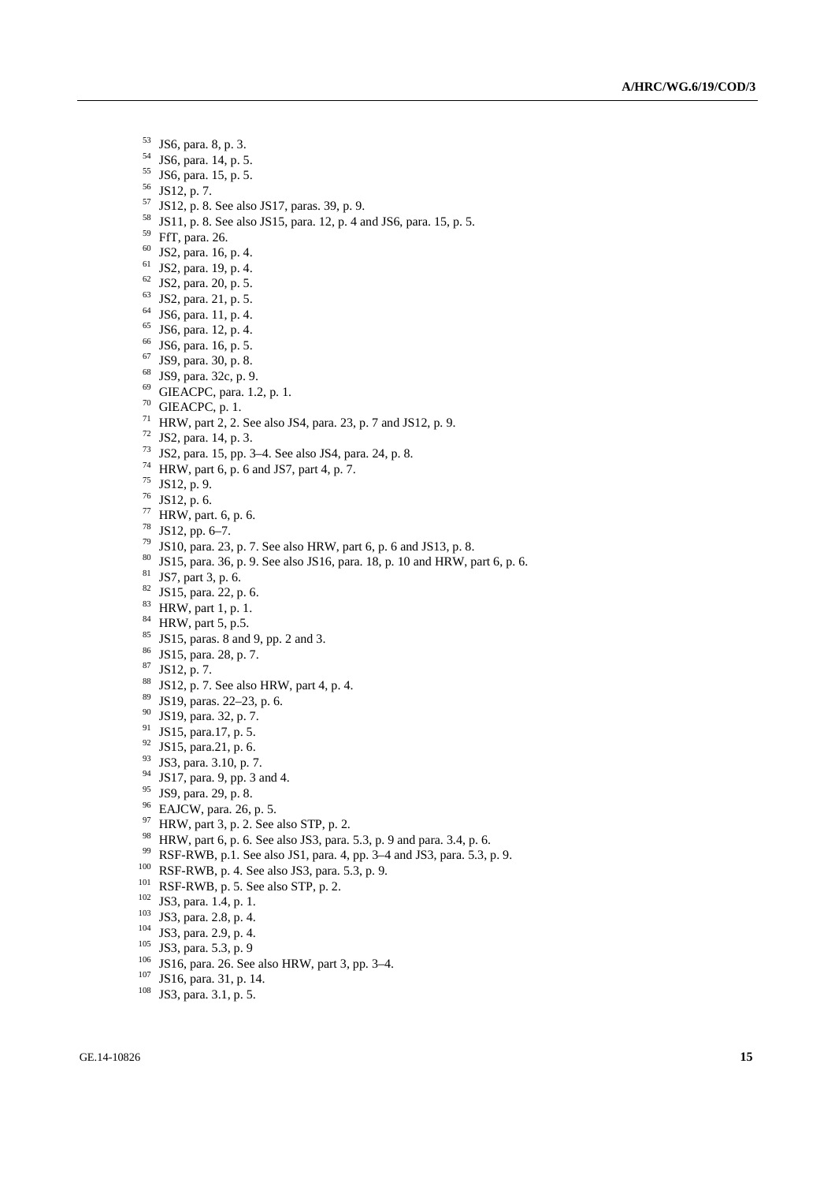[53] JS6, para. 8, p. 3.
[54] JS6, para. 14, p. 5.
[55] JS6, para. 15, p. 5.
[56] JS12, p. 7.
[57] JS12, p. 8. See also JS17, paras. 39, p. 9.
[58] JS11, p. 8. See also JS15, para. 12, p. 4 and JS6, para. 15, p. 5.
[59] FfT, para. 26.
[60] JS2, para. 16, p. 4.
[61] JS2, para. 19, p. 4.
[62] JS2, para. 20, p. 5.
[63] JS2, para. 21, p. 5.
[64] JS6, para. 11, p. 4.
[65] JS6, para. 12, p. 4.
[66] JS6, para. 16, p. 5.
[67] JS9, para. 30, p. 8.
[68] JS9, para. 32c, p. 9.
[69] GIEACPC, para. 1.2, p. 1.
[70] GIEACPC, p. 1.
[71] HRW, part 2, 2. See also JS4, para. 23, p. 7 and JS12, p. 9.
[72] JS2, para. 14, p. 3.
[73] JS2, para. 15, pp. 3–4. See also JS4, para. 24, p. 8.
[74] HRW, part 6, p. 6 and JS7, part 4, p. 7.
[75] JS12, p. 9.
[76] JS12, p. 6.
[77] HRW, part. 6, p. 6.
[78] JS12, pp. 6–7.
[79] JS10, para. 23, p. 7. See also HRW, part 6, p. 6 and JS13, p. 8.
[80] JS15, para. 36, p. 9. See also JS16, para. 18, p. 10 and HRW, part 6, p. 6.
[81] JS7, part 3, p. 6.
[82] JS15, para. 22, p. 6.
[83] HRW, part 1, p. 1.
[84] HRW, part 5, p.5.
[85] JS15, paras. 8 and 9, pp. 2 and 3.
[86] JS15, para. 28, p. 7.
[87] JS12, p. 7.
[88] JS12, p. 7. See also HRW, part 4, p. 4.
[89] JS19, paras. 22–23, p. 6.
[90] JS19, para. 32, p. 7.
[91] JS15, para.17, p. 5.
[92] JS15, para.21, p. 6.
[93] JS3, para. 3.10, p. 7.
[94] JS17, para. 9, pp. 3 and 4.
[95] JS9, para. 29, p. 8.
[96] EAJCW, para. 26, p. 5.
[97] HRW, part 3, p. 2. See also STP, p. 2.
[98] HRW, part 6, p. 6. See also JS3, para. 5.3, p. 9 and para. 3.4, p. 6.
[99] RSF-RWB, p.1. See also JS1, para. 4, pp. 3–4 and JS3, para. 5.3, p. 9.
[100] RSF-RWB, p. 4. See also JS3, para. 5.3, p. 9.
[101] RSF-RWB, p. 5. See also STP, p. 2.
[102] JS3, para. 1.4, p. 1.
[103] JS3, para. 2.8, p. 4.
[104] JS3, para. 2.9, p. 4.
[105] JS3, para. 5.3, p. 9
[106] JS16, para. 26. See also HRW, part 3, pp. 3–4.
[107] JS16, para. 31, p. 14.
[108] JS3, para. 3.1, p. 5.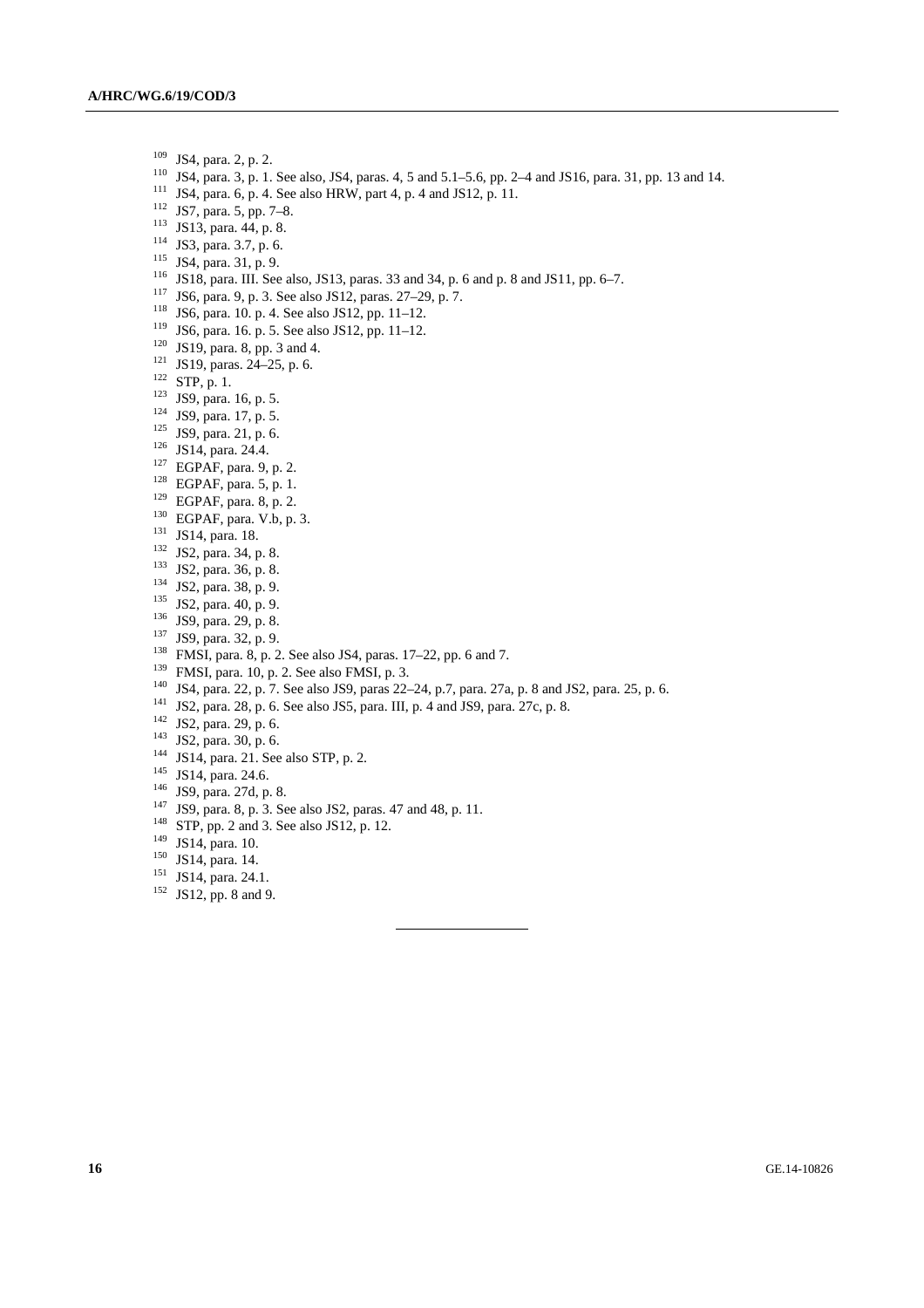[109] JS4, para. 2, p. 2.
[110] JS4, para. 3, p. 1. See also, JS4, paras. 4, 5 and 5.1–5.6, pp. 2–4 and JS16, para. 31, pp. 13 and 14.
[111] JS4, para. 6, p. 4. See also HRW, part 4, p. 4 and JS12, p. 11.
[112] JS7, para. 5, pp. 7–8.
[113] JS13, para. 44, p. 8.
[114] JS3, para. 3.7, p. 6.
[115] JS4, para. 31, p. 9.
[116] JS18, para. III. See also, JS13, paras. 33 and 34, p. 6 and p. 8 and JS11, pp. 6–7.
[117] JS6, para. 9, p. 3. See also JS12, paras. 27–29, p. 7.
[118] JS6, para. 10. p. 4. See also JS12, pp. 11–12.
[119] JS6, para. 16. p. 5. See also JS12, pp. 11–12.
[120] JS19, para. 8, pp. 3 and 4.
[121] JS19, paras. 24–25, p. 6.
[122] STP, p. 1.
[123] JS9, para. 16, p. 5.
[124] JS9, para. 17, p. 5.
[125] JS9, para. 21, p. 6.
[126] JS14, para. 24.4.
[127] EGPAF, para. 9, p. 2.
[128] EGPAF, para. 5, p. 1.
[129] EGPAF, para. 8, p. 2.
[130] EGPAF, para. V.b, p. 3.
[131] JS14, para. 18.
[132] JS2, para. 34, p. 8.
[133] JS2, para. 36, p. 8.
[134] JS2, para. 38, p. 9.
[135] JS2, para. 40, p. 9.
[136] JS9, para. 29, p. 8.
[137] JS9, para. 32, p. 9.
[138] FMSI, para. 8, p. 2. See also JS4, paras. 17–22, pp. 6 and 7.
[139] FMSI, para. 10, p. 2. See also FMSI, p. 3.
[140] JS4, para. 22, p. 7. See also JS9, paras 22–24, p.7, para. 27a, p. 8 and JS2, para. 25, p. 6.
[141] JS2, para. 28, p. 6. See also JS5, para. III, p. 4 and JS9, para. 27c, p. 8.
[142] JS2, para. 29, p. 6.
[143] JS2, para. 30, p. 6.
[144] JS14, para. 21. See also STP, p. 2.
[145] JS14, para. 24.6.
[146] JS9, para. 27d, p. 8.
[147] JS9, para. 8, p. 3. See also JS2, paras. 47 and 48, p. 11.
[148] STP, pp. 2 and 3. See also JS12, p. 12.
[149] JS14, para. 10.
[150] JS14, para. 14.
[151] JS14, para. 24.1.
[152] JS12, pp. 8 and 9.